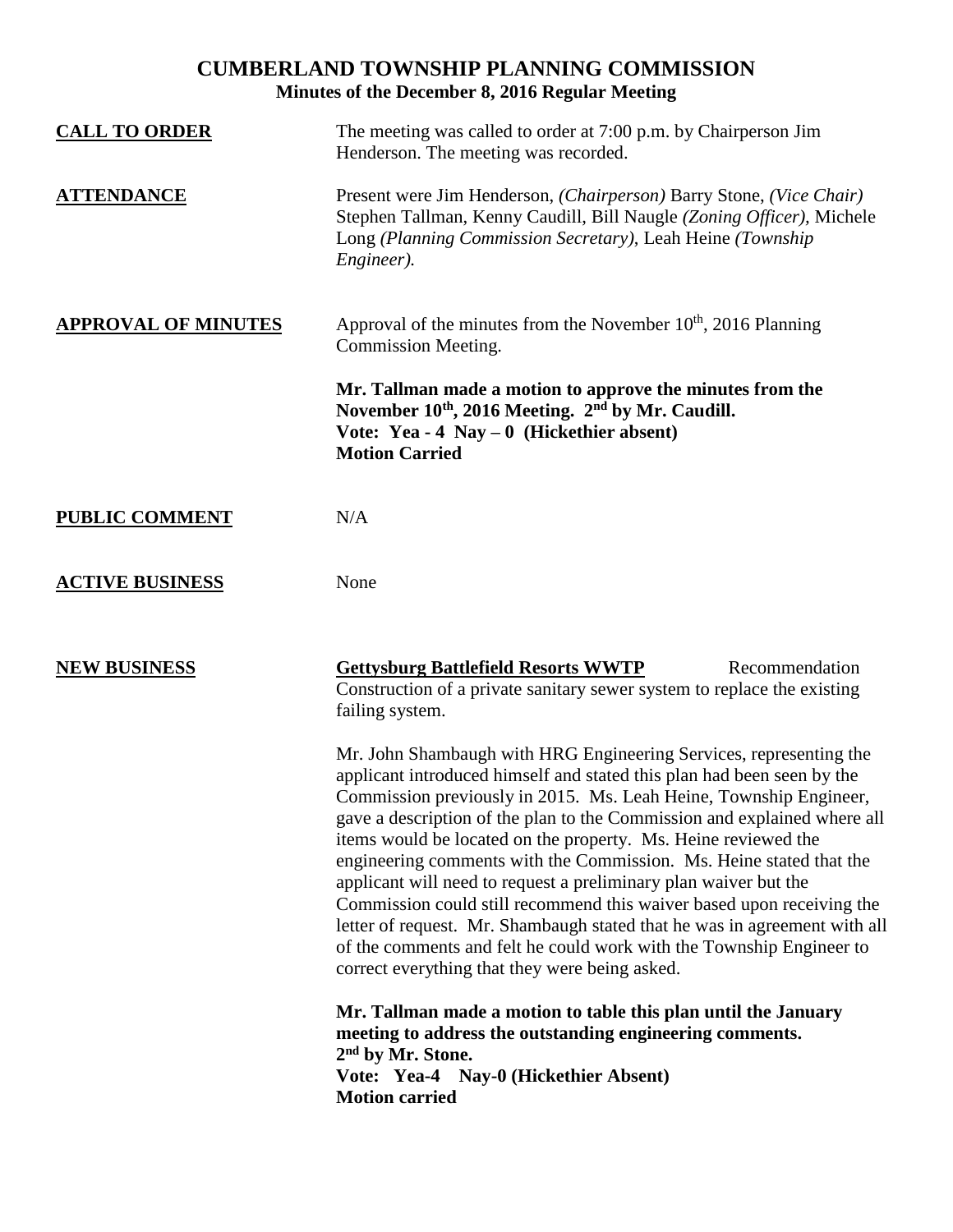# CUMBERLAND TOWNSHIP PLANNING COMMISSION

**Minutes of the December 8, 2016 Regular Meeting**

**CALL TO ORDER**

The meeting was called to order at 7:00 p.m. by Chairperson Jim Henderson. The meeting was recorded.

**ATTENDANCE**

Present were Jim Henderson, *(Chairperson)* Barry Stone, *(Vice Chair)* Stephen Tallman, Kenny Caudill, Bill Naugle *(Zoning Officer)*, Michele Long *(Planning Commission Secretary)*, Leah Heine *(Township Engineer).*

**APPROVAL OF MINUTES**

Approval of the minutes from the November 10th, 2016 Planning Commission Meeting.

**Mr. Tallman made a motion to approve the minutes from the November 10th, 2016 Meeting. 2nd by Mr. Caudill.**
**Vote: Yea - 4 Nay – 0 (Hickethier absent)**
**Motion Carried**

**PUBLIC COMMENT**

N/A

**ACTIVE BUSINESS**

None

**NEW BUSINESS**

**Gettysburg Battlefield Resorts WWTP** Recommendation

Construction of a private sanitary sewer system to replace the existing failing system.

Mr. John Shambaugh with HRG Engineering Services, representing the applicant introduced himself and stated this plan had been seen by the Commission previously in 2015. Ms. Leah Heine, Township Engineer, gave a description of the plan to the Commission and explained where all items would be located on the property. Ms. Heine reviewed the engineering comments with the Commission. Ms. Heine stated that the applicant will need to request a preliminary plan waiver but the Commission could still recommend this waiver based upon receiving the letter of request. Mr. Shambaugh stated that he was in agreement with all of the comments and felt he could work with the Township Engineer to correct everything that they were being asked.

**Mr. Tallman made a motion to table this plan until the January meeting to address the outstanding engineering comments.**
**2nd by Mr. Stone.**
**Vote: Yea-4 Nay-0 (Hickethier Absent)**
**Motion carried**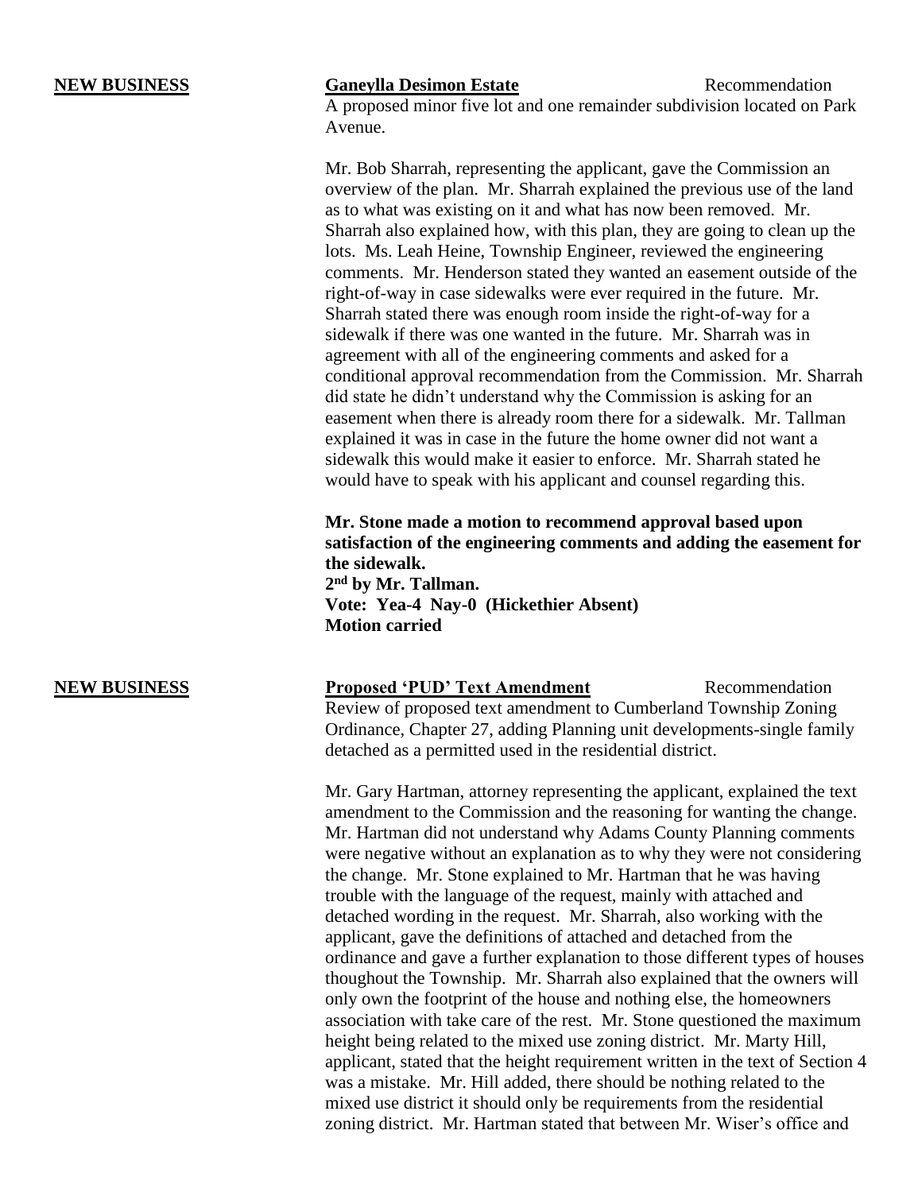**NEW BUSINESS** **Ganeylla Desimon Estate** Recommendation

A proposed minor five lot and one remainder subdivision located on Park Avenue.

Mr. Bob Sharrah, representing the applicant, gave the Commission an overview of the plan. Mr. Sharrah explained the previous use of the land as to what was existing on it and what has now been removed. Mr. Sharrah also explained how, with this plan, they are going to clean up the lots. Ms. Leah Heine, Township Engineer, reviewed the engineering comments. Mr. Henderson stated they wanted an easement outside of the right-of-way in case sidewalks were ever required in the future. Mr. Sharrah stated there was enough room inside the right-of-way for a sidewalk if there was one wanted in the future. Mr. Sharrah was in agreement with all of the engineering comments and asked for a conditional approval recommendation from the Commission. Mr. Sharrah did state he didn't understand why the Commission is asking for an easement when there is already room there for a sidewalk. Mr. Tallman explained it was in case in the future the home owner did not want a sidewalk this would make it easier to enforce. Mr. Sharrah stated he would have to speak with his applicant and counsel regarding this.

**Mr. Stone made a motion to recommend approval based upon satisfaction of the engineering comments and adding the easement for the sidewalk.**
**2nd by Mr. Tallman.**
**Vote: Yea-4 Nay-0 (Hickethier Absent)**
**Motion carried**

**NEW BUSINESS** **Proposed 'PUD' Text Amendment** Recommendation

Review of proposed text amendment to Cumberland Township Zoning Ordinance, Chapter 27, adding Planning unit developments-single family detached as a permitted used in the residential district.

Mr. Gary Hartman, attorney representing the applicant, explained the text amendment to the Commission and the reasoning for wanting the change. Mr. Hartman did not understand why Adams County Planning comments were negative without an explanation as to why they were not considering the change. Mr. Stone explained to Mr. Hartman that he was having trouble with the language of the request, mainly with attached and detached wording in the request. Mr. Sharrah, also working with the applicant, gave the definitions of attached and detached from the ordinance and gave a further explanation to those different types of houses thoughout the Township. Mr. Sharrah also explained that the owners will only own the footprint of the house and nothing else, the homeowners association with take care of the rest. Mr. Stone questioned the maximum height being related to the mixed use zoning district. Mr. Marty Hill, applicant, stated that the height requirement written in the text of Section 4 was a mistake. Mr. Hill added, there should be nothing related to the mixed use district it should only be requirements from the residential zoning district. Mr. Hartman stated that between Mr. Wiser's office and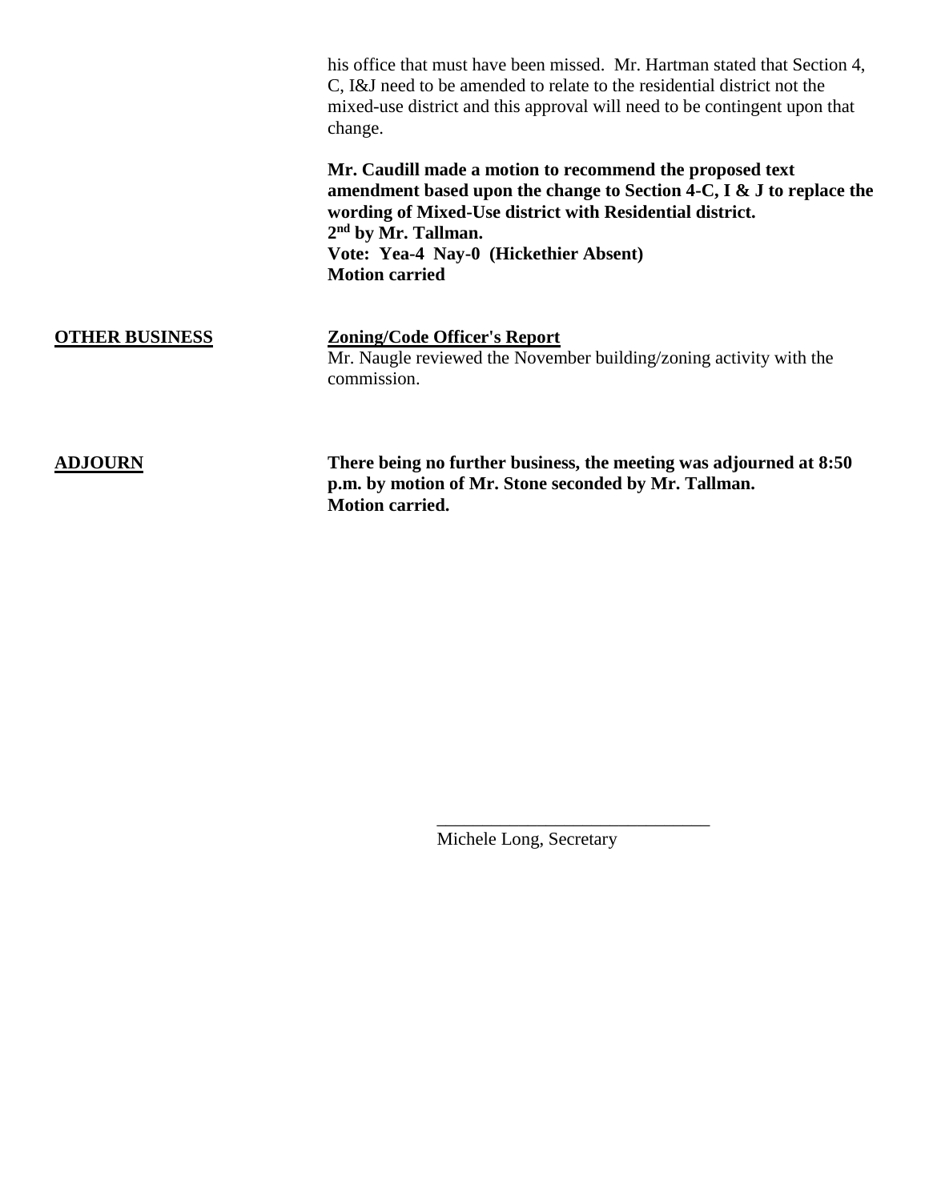his office that must have been missed. Mr. Hartman stated that Section 4, C, I&J need to be amended to relate to the residential district not the mixed-use district and this approval will need to be contingent upon that change.

**Mr. Caudill made a motion to recommend the proposed text amendment based upon the change to Section 4-C, I & J to replace the wording of Mixed-Use district with Residential district.**
**2nd by Mr. Tallman.**
**Vote: Yea-4 Nay-0 (Hickethier Absent)**
**Motion carried**

**OTHER BUSINESS**

**Zoning/Code Officer's Report**

Mr. Naugle reviewed the November building/zoning activity with the commission.

**ADJOURN**

**There being no further business, the meeting was adjourned at 8:50 p.m. by motion of Mr. Stone seconded by Mr. Tallman.**
**Motion carried.**

______________________________
Michele Long, Secretary